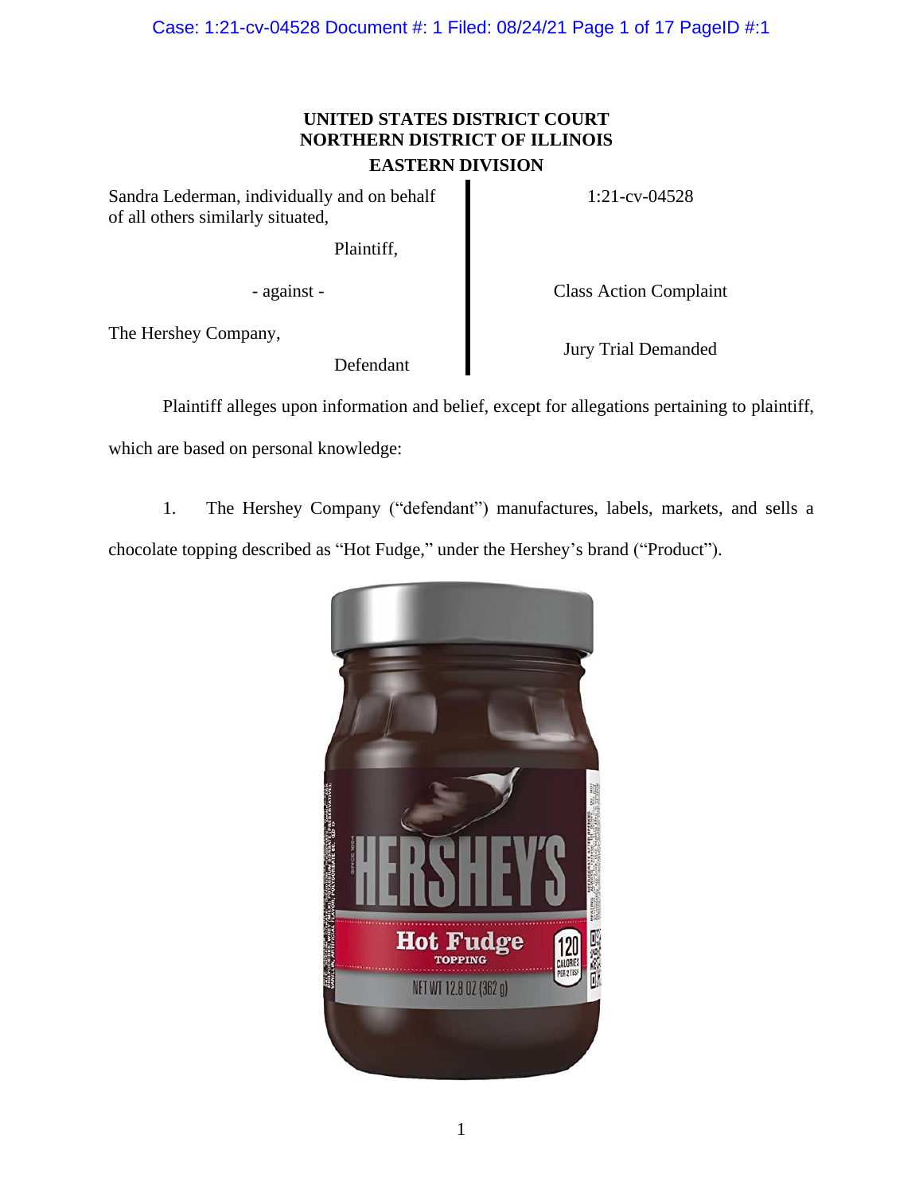**UNITED STATES DISTRICT COURT**
**NORTHERN DISTRICT OF ILLINOIS**
**EASTERN DIVISION**

| | |
|---|---|
| Sandra Lederman, individually and on behalf of all others similarly situated, | 1:21-cv-04528 |
| Plaintiff, | |
| - against - | Class Action Complaint |
| The Hershey Company, | |
| Defendant | Jury Trial Demanded |

Plaintiff alleges upon information and belief, except for allegations pertaining to plaintiff, which are based on personal knowledge:

1. The Hershey Company ("defendant") manufactures, labels, markets, and sells a chocolate topping described as "Hot Fudge," under the Hershey's brand ("Product").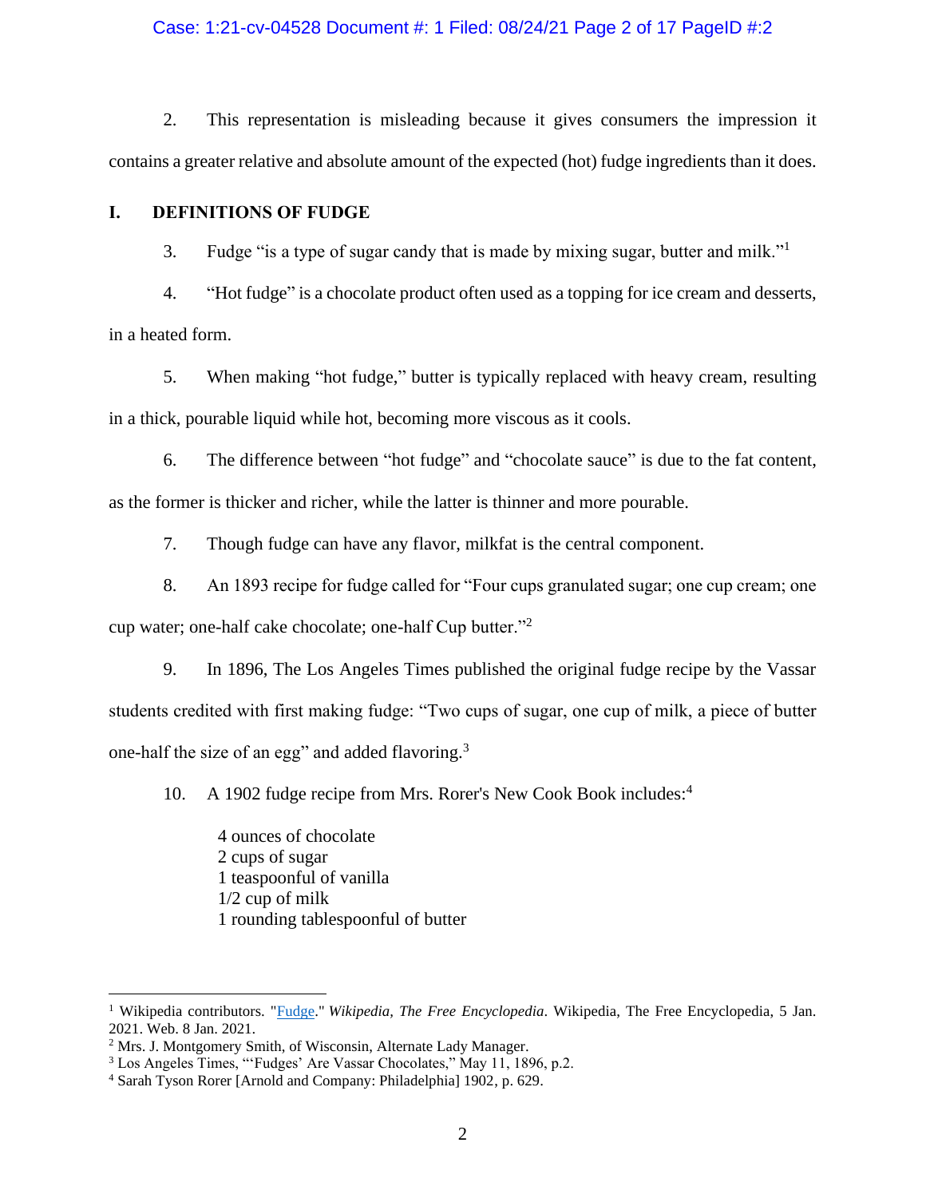2. This representation is misleading because it gives consumers the impression it contains a greater relative and absolute amount of the expected (hot) fudge ingredients than it does.

## I. DEFINITIONS OF FUDGE

3. Fudge "is a type of sugar candy that is made by mixing sugar, butter and milk."[1]

4. "Hot fudge" is a chocolate product often used as a topping for ice cream and desserts, in a heated form.

5. When making "hot fudge," butter is typically replaced with heavy cream, resulting in a thick, pourable liquid while hot, becoming more viscous as it cools.

6. The difference between "hot fudge" and "chocolate sauce" is due to the fat content, as the former is thicker and richer, while the latter is thinner and more pourable.

7. Though fudge can have any flavor, milkfat is the central component.

8. An 1893 recipe for fudge called for "Four cups granulated sugar; one cup cream; one cup water; one-half cake chocolate; one-half Cup butter."[2]

9. In 1896, The Los Angeles Times published the original fudge recipe by the Vassar students credited with first making fudge: "Two cups of sugar, one cup of milk, a piece of butter one-half the size of an egg" and added flavoring.[3]

10. A 1902 fudge recipe from Mrs. Rorer's New Cook Book includes:[4]

> 4 ounces of chocolate
> 2 cups of sugar
> 1 teaspoonful of vanilla
> 1/2 cup of milk
> 1 rounding tablespoonful of butter

---

[1] Wikipedia contributors. "Fudge." *Wikipedia, The Free Encyclopedia*. Wikipedia, The Free Encyclopedia, 5 Jan. 2021. Web. 8 Jan. 2021.

[2] Mrs. J. Montgomery Smith, of Wisconsin, Alternate Lady Manager.

[3] Los Angeles Times, "'Fudges' Are Vassar Chocolates," May 11, 1896, p.2.

[4] Sarah Tyson Rorer [Arnold and Company: Philadelphia] 1902, p. 629.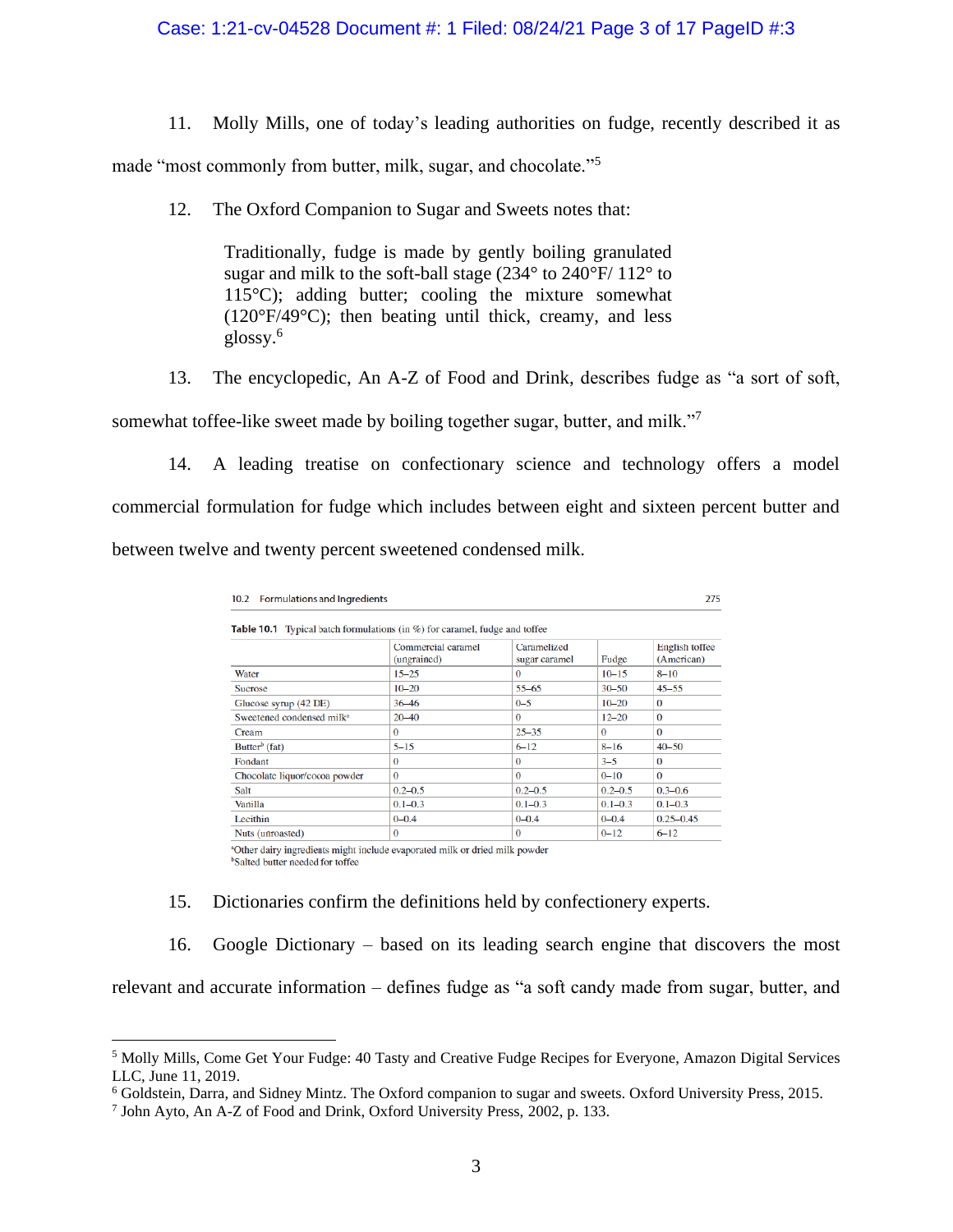11. Molly Mills, one of today's leading authorities on fudge, recently described it as made "most commonly from butter, milk, sugar, and chocolate."[5]

12. The Oxford Companion to Sugar and Sweets notes that:

> Traditionally, fudge is made by gently boiling granulated sugar and milk to the soft-ball stage (234° to 240°F/ 112° to 115°C); adding butter; cooling the mixture somewhat (120°F/49°C); then beating until thick, creamy, and less glossy.[6]

13. The encyclopedic, An A-Z of Food and Drink, describes fudge as "a sort of soft, somewhat toffee-like sweet made by boiling together sugar, butter, and milk."[7]

14. A leading treatise on confectionary science and technology offers a model commercial formulation for fudge which includes between eight and sixteen percent butter and between twelve and twenty percent sweetened condensed milk.

10.2 Formulations and Ingredients 275

**Table 10.1** Typical batch formulations (in %) for caramel, fudge and toffee

| | Commercial caramel (ungrained) | Caramelized sugar caramel | Fudge | English toffee (American) |
|---|---|---|---|---|
| Water | 15–25 | 0 | 10–15 | 8–10 |
| Sucrose | 10–20 | 55–65 | 30–50 | 45–55 |
| Glucose syrup (42 DE) | 36–46 | 0–5 | 10–20 | 0 |
| Sweetened condensed milk[a] | 20–40 | 0 | 12–20 | 0 |
| Cream | 0 | 25–35 | 0 | 0 |
| Butter[b] (fat) | 5–15 | 6–12 | 8–16 | 40–50 |
| Fondant | 0 | 0 | 3–5 | 0 |
| Chocolate liquor/cocoa powder | 0 | 0 | 0–10 | 0 |
| Salt | 0.2–0.5 | 0.2–0.5 | 0.2–0.5 | 0.3–0.6 |
| Vanilla | 0.1–0.3 | 0.1–0.3 | 0.1–0.3 | 0.1–0.3 |
| Lecithin | 0–0.4 | 0–0.4 | 0–0.4 | 0.25–0.45 |
| Nuts (unroasted) | 0 | 0 | 0–12 | 6–12 |

[a]Other dairy ingredients might include evaporated milk or dried milk powder
[b]Salted butter needed for toffee

15. Dictionaries confirm the definitions held by confectionery experts.

16. Google Dictionary – based on its leading search engine that discovers the most relevant and accurate information – defines fudge as "a soft candy made from sugar, butter, and

---

[5] Molly Mills, Come Get Your Fudge: 40 Tasty and Creative Fudge Recipes for Everyone, Amazon Digital Services LLC, June 11, 2019.

[6] Goldstein, Darra, and Sidney Mintz. The Oxford companion to sugar and sweets. Oxford University Press, 2015.

[7] John Ayto, An A-Z of Food and Drink, Oxford University Press, 2002, p. 133.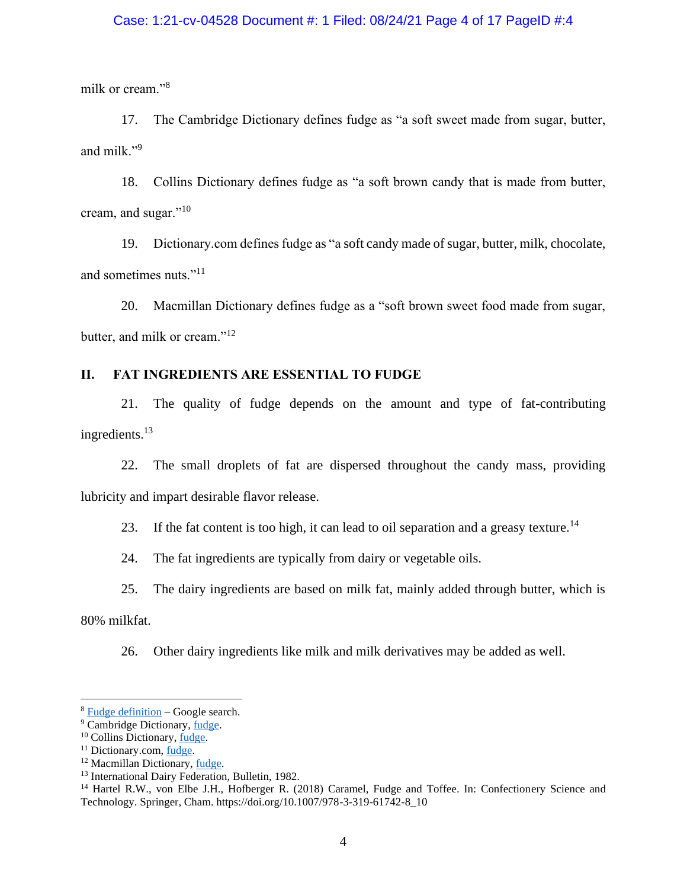milk or cream."[8]

17. The Cambridge Dictionary defines fudge as "a soft sweet made from sugar, butter, and milk."[9]

18. Collins Dictionary defines fudge as "a soft brown candy that is made from butter, cream, and sugar."[10]

19. Dictionary.com defines fudge as "a soft candy made of sugar, butter, milk, chocolate, and sometimes nuts."[11]

20. Macmillan Dictionary defines fudge as a "soft brown sweet food made from sugar, butter, and milk or cream."[12]

## II. FAT INGREDIENTS ARE ESSENTIAL TO FUDGE

21. The quality of fudge depends on the amount and type of fat-contributing ingredients.[13]

22. The small droplets of fat are dispersed throughout the candy mass, providing lubricity and impart desirable flavor release.

23. If the fat content is too high, it can lead to oil separation and a greasy texture.[14]

24. The fat ingredients are typically from dairy or vegetable oils.

25. The dairy ingredients are based on milk fat, mainly added through butter, which is 80% milkfat.

26. Other dairy ingredients like milk and milk derivatives may be added as well.

---

[8] Fudge definition – Google search.

[9] Cambridge Dictionary, fudge.

[10] Collins Dictionary, fudge.

[11] Dictionary.com, fudge.

[12] Macmillan Dictionary, fudge.

[13] International Dairy Federation, Bulletin, 1982.

[14] Hartel R.W., von Elbe J.H., Hofberger R. (2018) Caramel, Fudge and Toffee. In: Confectionery Science and Technology. Springer, Cham. https://doi.org/10.1007/978-3-319-61742-8_10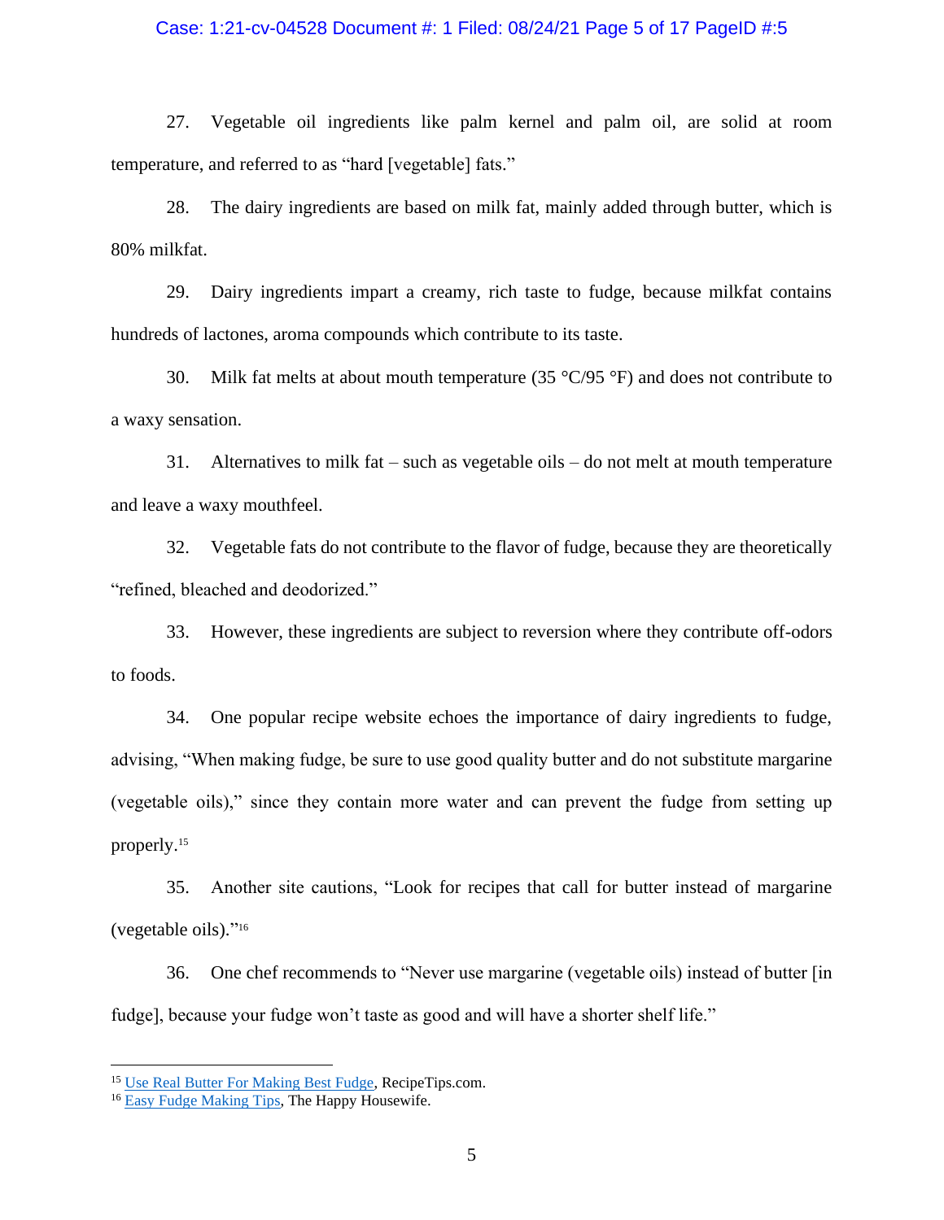27. Vegetable oil ingredients like palm kernel and palm oil, are solid at room temperature, and referred to as "hard [vegetable] fats."

28. The dairy ingredients are based on milk fat, mainly added through butter, which is 80% milkfat.

29. Dairy ingredients impart a creamy, rich taste to fudge, because milkfat contains hundreds of lactones, aroma compounds which contribute to its taste.

30. Milk fat melts at about mouth temperature (35 °C/95 °F) and does not contribute to a waxy sensation.

31. Alternatives to milk fat – such as vegetable oils – do not melt at mouth temperature and leave a waxy mouthfeel.

32. Vegetable fats do not contribute to the flavor of fudge, because they are theoretically "refined, bleached and deodorized."

33. However, these ingredients are subject to reversion where they contribute off-odors to foods.

34. One popular recipe website echoes the importance of dairy ingredients to fudge, advising, "When making fudge, be sure to use good quality butter and do not substitute margarine (vegetable oils)," since they contain more water and can prevent the fudge from setting up properly.[15]

35. Another site cautions, "Look for recipes that call for butter instead of margarine (vegetable oils)."[16]

36. One chef recommends to "Never use margarine (vegetable oils) instead of butter [in fudge], because your fudge won't taste as good and will have a shorter shelf life."

---

[15] Use Real Butter For Making Best Fudge, RecipeTips.com.

[16] Easy Fudge Making Tips, The Happy Housewife.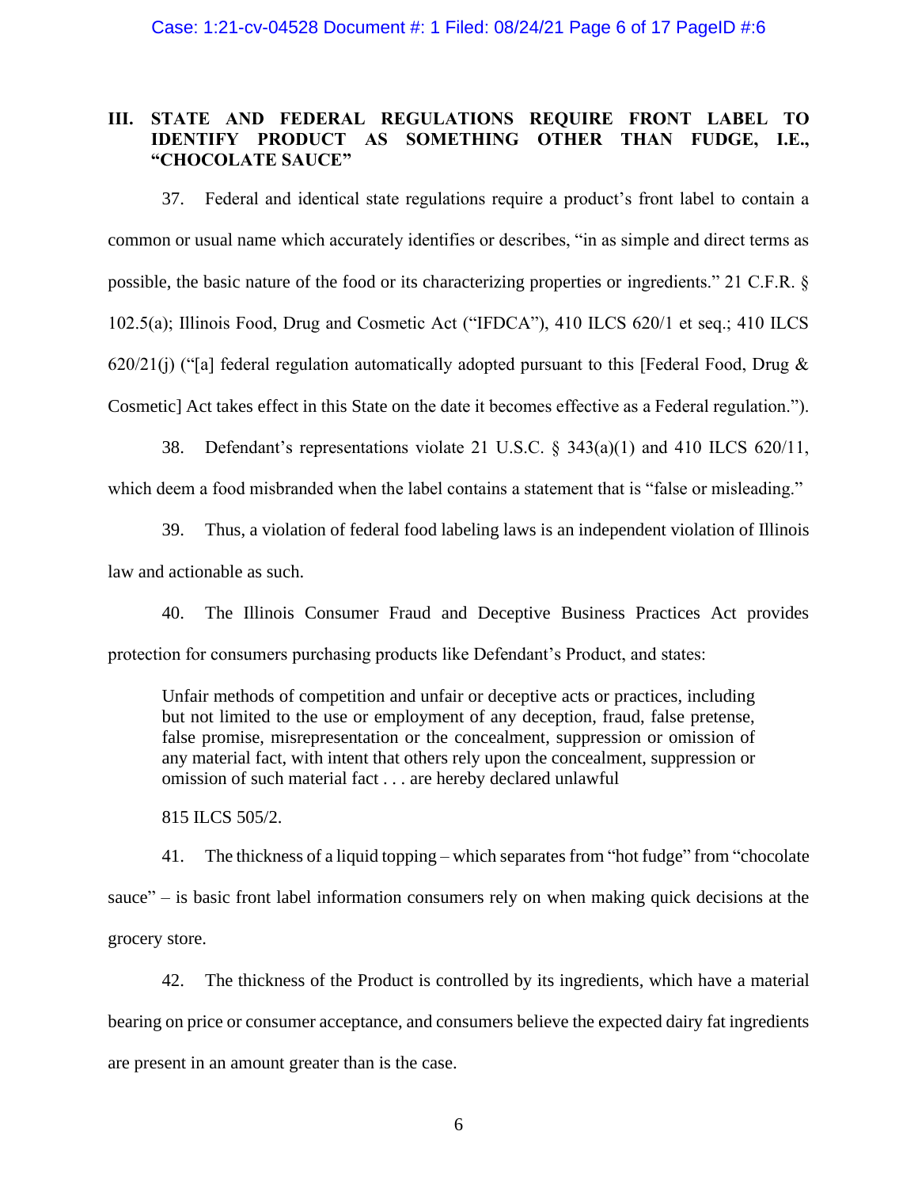## III. STATE AND FEDERAL REGULATIONS REQUIRE FRONT LABEL TO IDENTIFY PRODUCT AS SOMETHING OTHER THAN FUDGE, I.E., "CHOCOLATE SAUCE"

37. Federal and identical state regulations require a product's front label to contain a common or usual name which accurately identifies or describes, "in as simple and direct terms as possible, the basic nature of the food or its characterizing properties or ingredients." 21 C.F.R. § 102.5(a); Illinois Food, Drug and Cosmetic Act ("IFDCA"), 410 ILCS 620/1 et seq.; 410 ILCS 620/21(j) ("[a] federal regulation automatically adopted pursuant to this [Federal Food, Drug & Cosmetic] Act takes effect in this State on the date it becomes effective as a Federal regulation.").

38. Defendant's representations violate 21 U.S.C. § 343(a)(1) and 410 ILCS 620/11, which deem a food misbranded when the label contains a statement that is "false or misleading."

39. Thus, a violation of federal food labeling laws is an independent violation of Illinois law and actionable as such.

40. The Illinois Consumer Fraud and Deceptive Business Practices Act provides protection for consumers purchasing products like Defendant's Product, and states:

> Unfair methods of competition and unfair or deceptive acts or practices, including but not limited to the use or employment of any deception, fraud, false pretense, false promise, misrepresentation or the concealment, suppression or omission of any material fact, with intent that others rely upon the concealment, suppression or omission of such material fact . . . are hereby declared unlawful
>
> 815 ILCS 505/2.

41. The thickness of a liquid topping – which separates from "hot fudge" from "chocolate sauce" – is basic front label information consumers rely on when making quick decisions at the grocery store.

42. The thickness of the Product is controlled by its ingredients, which have a material bearing on price or consumer acceptance, and consumers believe the expected dairy fat ingredients are present in an amount greater than is the case.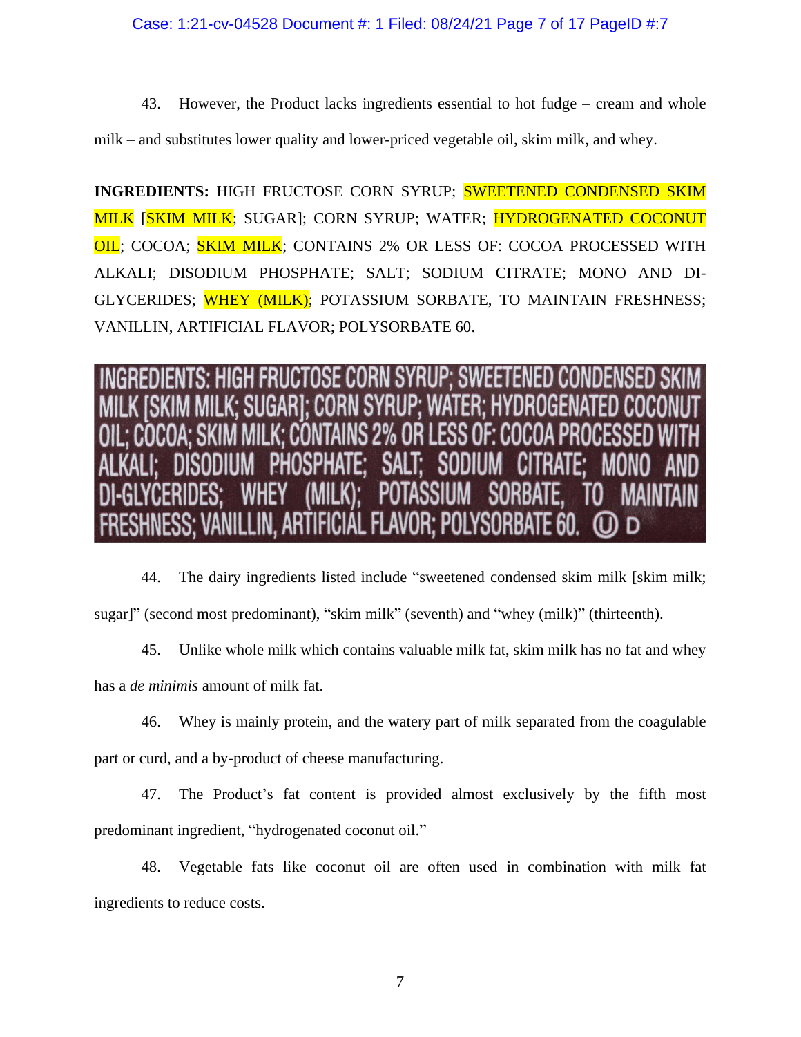43. However, the Product lacks ingredients essential to hot fudge – cream and whole milk – and substitutes lower quality and lower-priced vegetable oil, skim milk, and whey.

**INGREDIENTS:** HIGH FRUCTOSE CORN SYRUP; SWEETENED CONDENSED SKIM MILK [SKIM MILK; SUGAR]; CORN SYRUP; WATER; HYDROGENATED COCONUT OIL; COCOA; SKIM MILK; CONTAINS 2% OR LESS OF: COCOA PROCESSED WITH ALKALI; DISODIUM PHOSPHATE; SALT; SODIUM CITRATE; MONO AND DI-GLYCERIDES; WHEY (MILK); POTASSIUM SORBATE, TO MAINTAIN FRESHNESS; VANILLIN, ARTIFICIAL FLAVOR; POLYSORBATE 60.

INGREDIENTS: HIGH FRUCTOSE CORN SYRUP; SWEETENED CONDENSED SKIM MILK [SKIM MILK; SUGAR]; CORN SYRUP; WATER; HYDROGENATED COCONUT OIL; COCOA; SKIM MILK; CONTAINS 2% OR LESS OF: COCOA PROCESSED WITH ALKALI; DISODIUM PHOSPHATE; SALT; SODIUM CITRATE; MONO AND DI-GLYCERIDES; WHEY (MILK); POTASSIUM SORBATE, TO MAINTAIN FRESHNESS; VANILLIN, ARTIFICIAL FLAVOR; POLYSORBATE 60. Ⓤ D

44. The dairy ingredients listed include "sweetened condensed skim milk [skim milk; sugar]" (second most predominant), "skim milk" (seventh) and "whey (milk)" (thirteenth).

45. Unlike whole milk which contains valuable milk fat, skim milk has no fat and whey has a *de minimis* amount of milk fat.

46. Whey is mainly protein, and the watery part of milk separated from the coagulable part or curd, and a by-product of cheese manufacturing.

47. The Product's fat content is provided almost exclusively by the fifth most predominant ingredient, "hydrogenated coconut oil."

48. Vegetable fats like coconut oil are often used in combination with milk fat ingredients to reduce costs.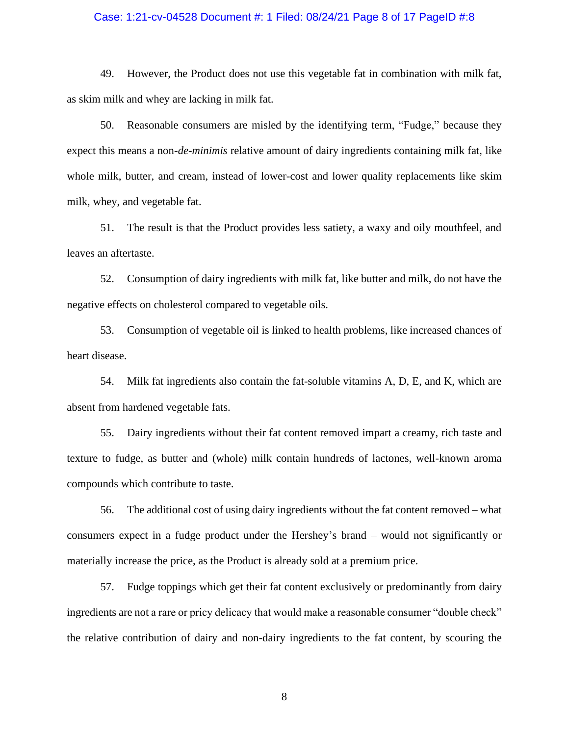49. However, the Product does not use this vegetable fat in combination with milk fat, as skim milk and whey are lacking in milk fat.

50. Reasonable consumers are misled by the identifying term, "Fudge," because they expect this means a non-*de-minimis* relative amount of dairy ingredients containing milk fat, like whole milk, butter, and cream, instead of lower-cost and lower quality replacements like skim milk, whey, and vegetable fat.

51. The result is that the Product provides less satiety, a waxy and oily mouthfeel, and leaves an aftertaste.

52. Consumption of dairy ingredients with milk fat, like butter and milk, do not have the negative effects on cholesterol compared to vegetable oils.

53. Consumption of vegetable oil is linked to health problems, like increased chances of heart disease.

54. Milk fat ingredients also contain the fat-soluble vitamins A, D, E, and K, which are absent from hardened vegetable fats.

55. Dairy ingredients without their fat content removed impart a creamy, rich taste and texture to fudge, as butter and (whole) milk contain hundreds of lactones, well-known aroma compounds which contribute to taste.

56. The additional cost of using dairy ingredients without the fat content removed – what consumers expect in a fudge product under the Hershey's brand – would not significantly or materially increase the price, as the Product is already sold at a premium price.

57. Fudge toppings which get their fat content exclusively or predominantly from dairy ingredients are not a rare or pricy delicacy that would make a reasonable consumer "double check" the relative contribution of dairy and non-dairy ingredients to the fat content, by scouring the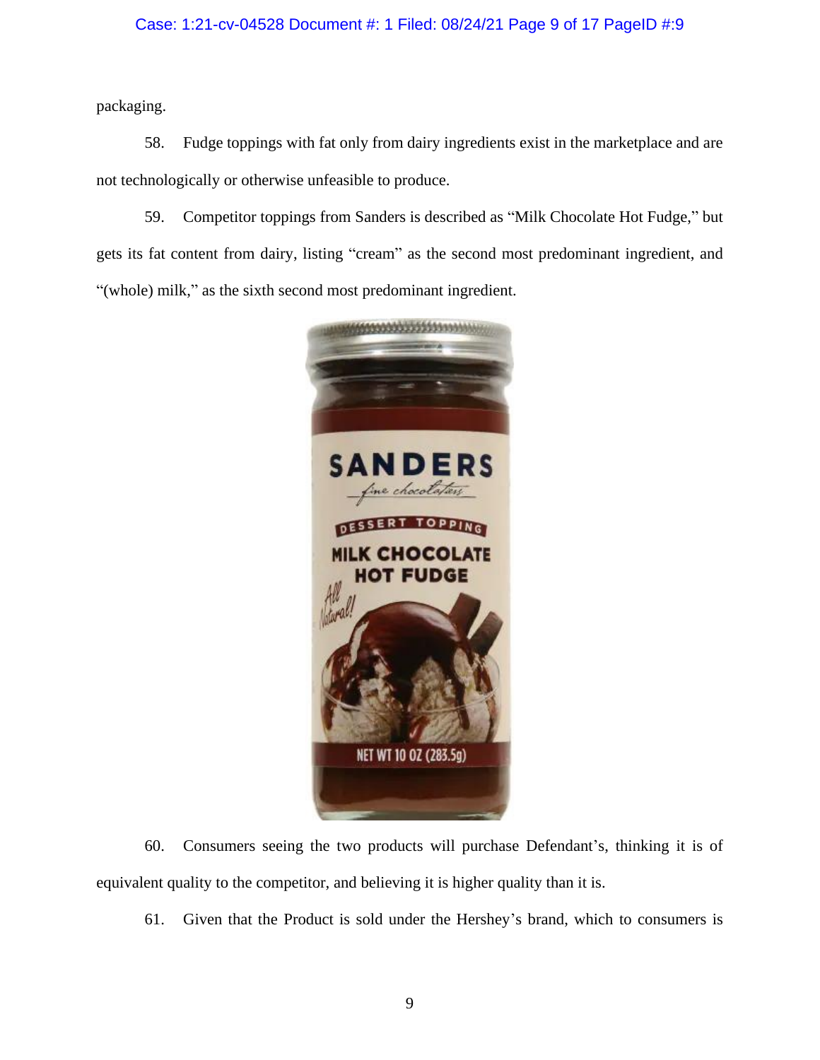packaging.

58. Fudge toppings with fat only from dairy ingredients exist in the marketplace and are not technologically or otherwise unfeasible to produce.

59. Competitor toppings from Sanders is described as "Milk Chocolate Hot Fudge," but gets its fat content from dairy, listing "cream" as the second most predominant ingredient, and "(whole) milk," as the sixth second most predominant ingredient.

60. Consumers seeing the two products will purchase Defendant's, thinking it is of equivalent quality to the competitor, and believing it is higher quality than it is.

61. Given that the Product is sold under the Hershey's brand, which to consumers is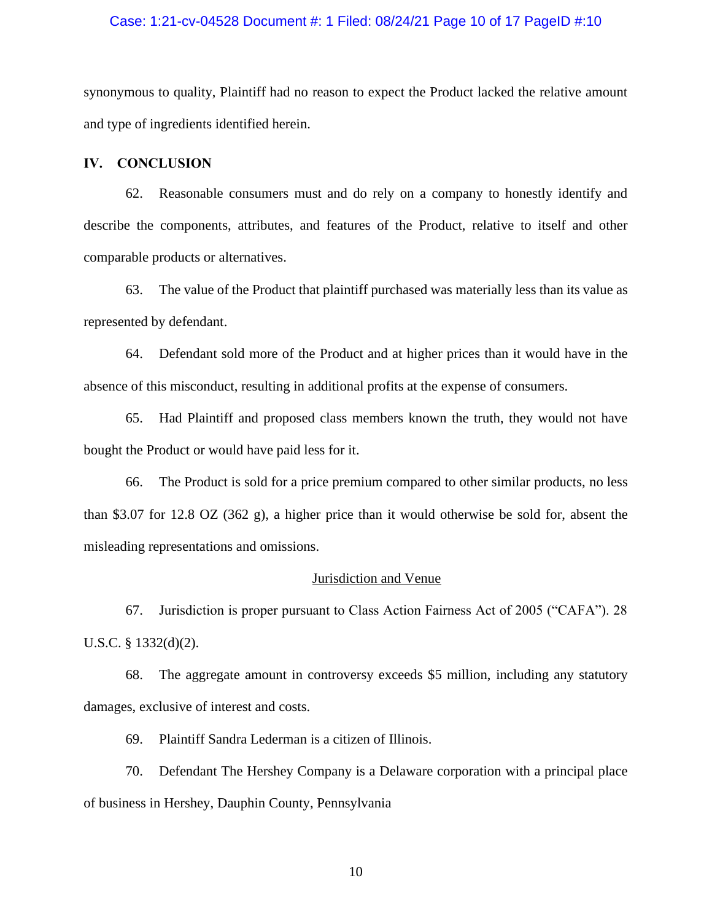synonymous to quality, Plaintiff had no reason to expect the Product lacked the relative amount and type of ingredients identified herein.

## IV. CONCLUSION

62. Reasonable consumers must and do rely on a company to honestly identify and describe the components, attributes, and features of the Product, relative to itself and other comparable products or alternatives.

63. The value of the Product that plaintiff purchased was materially less than its value as represented by defendant.

64. Defendant sold more of the Product and at higher prices than it would have in the absence of this misconduct, resulting in additional profits at the expense of consumers.

65. Had Plaintiff and proposed class members known the truth, they would not have bought the Product or would have paid less for it.

66. The Product is sold for a price premium compared to other similar products, no less than $3.07 for 12.8 OZ (362 g), a higher price than it would otherwise be sold for, absent the misleading representations and omissions.

### Jurisdiction and Venue

67. Jurisdiction is proper pursuant to Class Action Fairness Act of 2005 ("CAFA"). 28 U.S.C. § 1332(d)(2).

68. The aggregate amount in controversy exceeds $5 million, including any statutory damages, exclusive of interest and costs.

69. Plaintiff Sandra Lederman is a citizen of Illinois.

70. Defendant The Hershey Company is a Delaware corporation with a principal place of business in Hershey, Dauphin County, Pennsylvania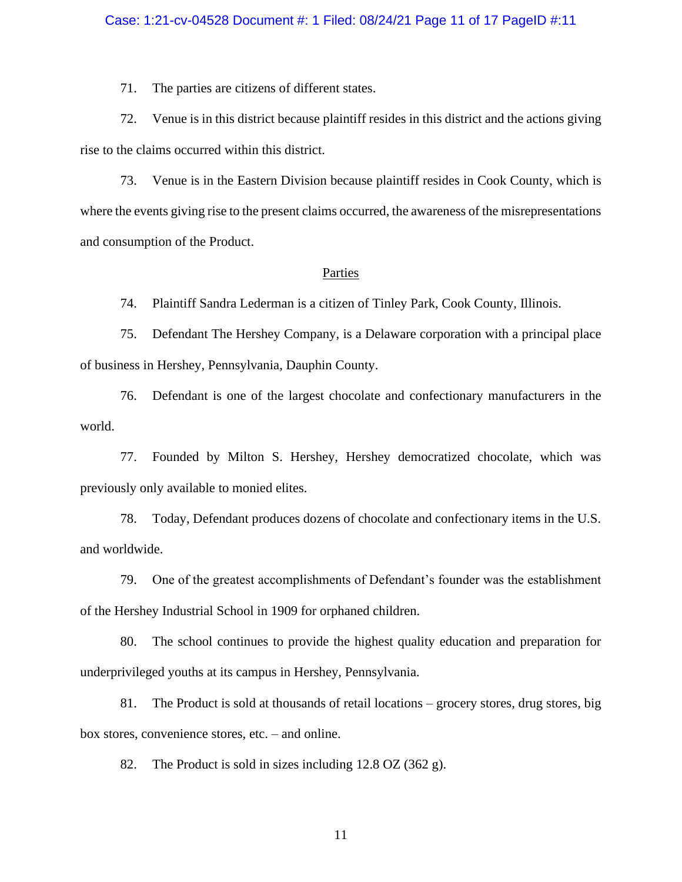71. The parties are citizens of different states.

72. Venue is in this district because plaintiff resides in this district and the actions giving rise to the claims occurred within this district.

73. Venue is in the Eastern Division because plaintiff resides in Cook County, which is where the events giving rise to the present claims occurred, the awareness of the misrepresentations and consumption of the Product.

## Parties

74. Plaintiff Sandra Lederman is a citizen of Tinley Park, Cook County, Illinois.

75. Defendant The Hershey Company, is a Delaware corporation with a principal place of business in Hershey, Pennsylvania, Dauphin County.

76. Defendant is one of the largest chocolate and confectionary manufacturers in the world.

77. Founded by Milton S. Hershey, Hershey democratized chocolate, which was previously only available to monied elites.

78. Today, Defendant produces dozens of chocolate and confectionary items in the U.S. and worldwide.

79. One of the greatest accomplishments of Defendant's founder was the establishment of the Hershey Industrial School in 1909 for orphaned children.

80. The school continues to provide the highest quality education and preparation for underprivileged youths at its campus in Hershey, Pennsylvania.

81. The Product is sold at thousands of retail locations – grocery stores, drug stores, big box stores, convenience stores, etc. – and online.

82. The Product is sold in sizes including 12.8 OZ (362 g).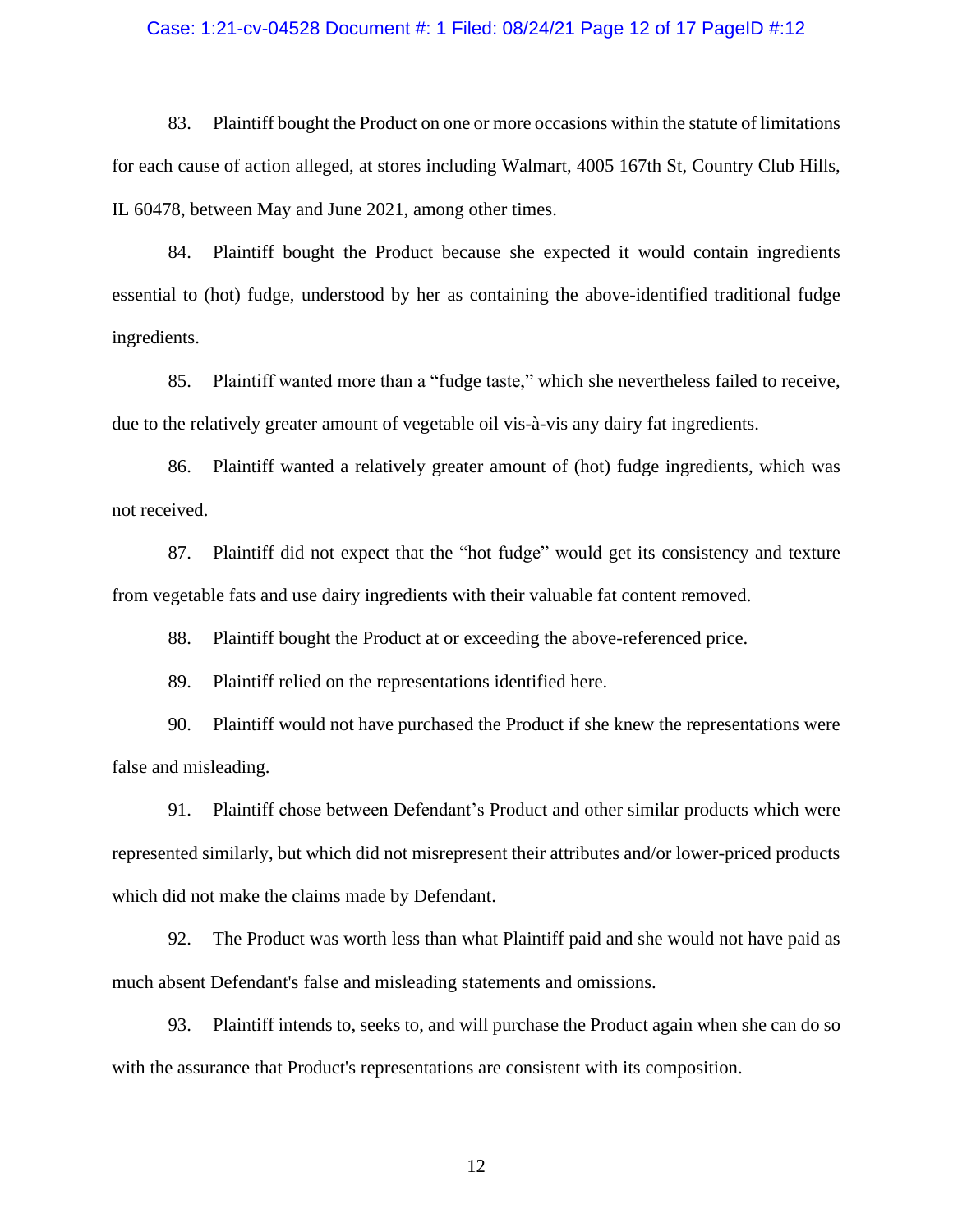83. Plaintiff bought the Product on one or more occasions within the statute of limitations for each cause of action alleged, at stores including Walmart, 4005 167th St, Country Club Hills, IL 60478, between May and June 2021, among other times.

84. Plaintiff bought the Product because she expected it would contain ingredients essential to (hot) fudge, understood by her as containing the above-identified traditional fudge ingredients.

85. Plaintiff wanted more than a "fudge taste," which she nevertheless failed to receive, due to the relatively greater amount of vegetable oil vis-à-vis any dairy fat ingredients.

86. Plaintiff wanted a relatively greater amount of (hot) fudge ingredients, which was not received.

87. Plaintiff did not expect that the "hot fudge" would get its consistency and texture from vegetable fats and use dairy ingredients with their valuable fat content removed.

88. Plaintiff bought the Product at or exceeding the above-referenced price.

89. Plaintiff relied on the representations identified here.

90. Plaintiff would not have purchased the Product if she knew the representations were false and misleading.

91. Plaintiff chose between Defendant's Product and other similar products which were represented similarly, but which did not misrepresent their attributes and/or lower-priced products which did not make the claims made by Defendant.

92. The Product was worth less than what Plaintiff paid and she would not have paid as much absent Defendant's false and misleading statements and omissions.

93. Plaintiff intends to, seeks to, and will purchase the Product again when she can do so with the assurance that Product's representations are consistent with its composition.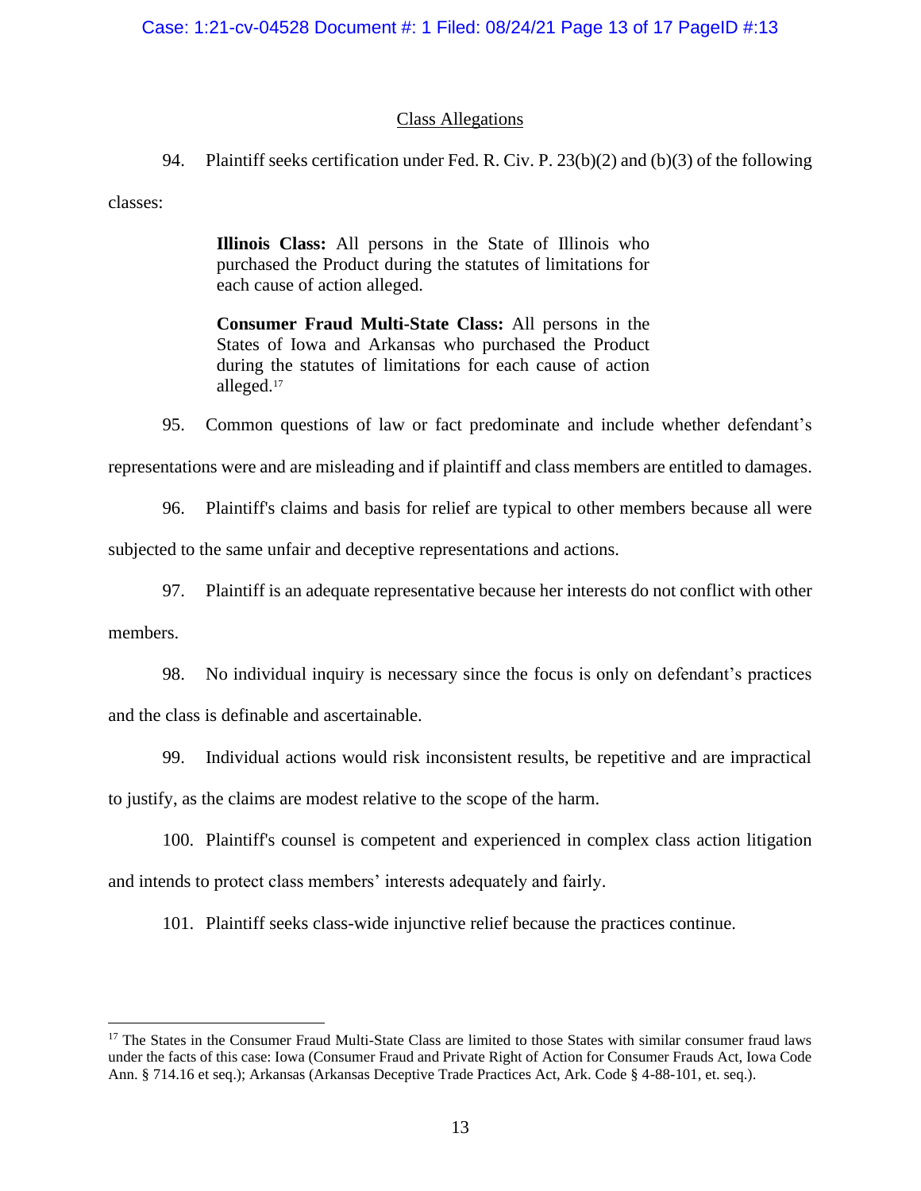## Class Allegations

94. Plaintiff seeks certification under Fed. R. Civ. P. 23(b)(2) and (b)(3) of the following classes:

> **Illinois Class:** All persons in the State of Illinois who purchased the Product during the statutes of limitations for each cause of action alleged.
>
> **Consumer Fraud Multi-State Class:** All persons in the States of Iowa and Arkansas who purchased the Product during the statutes of limitations for each cause of action alleged.[17]

95. Common questions of law or fact predominate and include whether defendant's representations were and are misleading and if plaintiff and class members are entitled to damages.

96. Plaintiff's claims and basis for relief are typical to other members because all were subjected to the same unfair and deceptive representations and actions.

97. Plaintiff is an adequate representative because her interests do not conflict with other members.

98. No individual inquiry is necessary since the focus is only on defendant's practices and the class is definable and ascertainable.

99. Individual actions would risk inconsistent results, be repetitive and are impractical to justify, as the claims are modest relative to the scope of the harm.

100. Plaintiff's counsel is competent and experienced in complex class action litigation and intends to protect class members' interests adequately and fairly.

101. Plaintiff seeks class-wide injunctive relief because the practices continue.

---

[17] The States in the Consumer Fraud Multi-State Class are limited to those States with similar consumer fraud laws under the facts of this case: Iowa (Consumer Fraud and Private Right of Action for Consumer Frauds Act, Iowa Code Ann. § 714.16 et seq.); Arkansas (Arkansas Deceptive Trade Practices Act, Ark. Code § 4-88-101, et. seq.).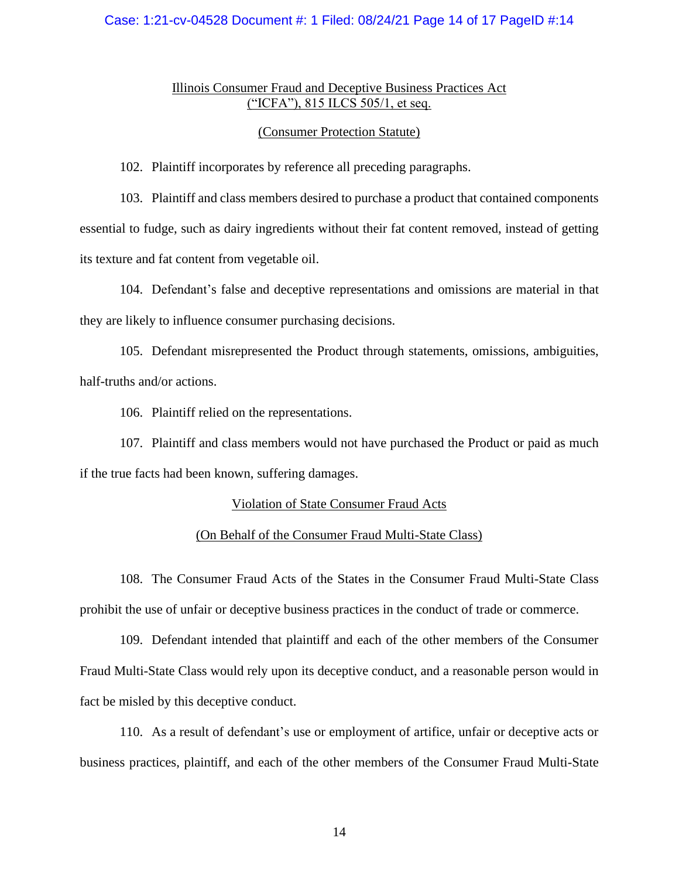<u>Illinois Consumer Fraud and Deceptive Business Practices Act</u>
<u>("ICFA"), 815 ILCS 505/1, et seq.</u>

<u>(Consumer Protection Statute)</u>

102. Plaintiff incorporates by reference all preceding paragraphs.

103. Plaintiff and class members desired to purchase a product that contained components essential to fudge, such as dairy ingredients without their fat content removed, instead of getting its texture and fat content from vegetable oil.

104. Defendant's false and deceptive representations and omissions are material in that they are likely to influence consumer purchasing decisions.

105. Defendant misrepresented the Product through statements, omissions, ambiguities, half-truths and/or actions.

106. Plaintiff relied on the representations.

107. Plaintiff and class members would not have purchased the Product or paid as much if the true facts had been known, suffering damages.

<u>Violation of State Consumer Fraud Acts</u>

<u>(On Behalf of the Consumer Fraud Multi-State Class)</u>

108. The Consumer Fraud Acts of the States in the Consumer Fraud Multi-State Class prohibit the use of unfair or deceptive business practices in the conduct of trade or commerce.

109. Defendant intended that plaintiff and each of the other members of the Consumer Fraud Multi-State Class would rely upon its deceptive conduct, and a reasonable person would in fact be misled by this deceptive conduct.

110. As a result of defendant's use or employment of artifice, unfair or deceptive acts or business practices, plaintiff, and each of the other members of the Consumer Fraud Multi-State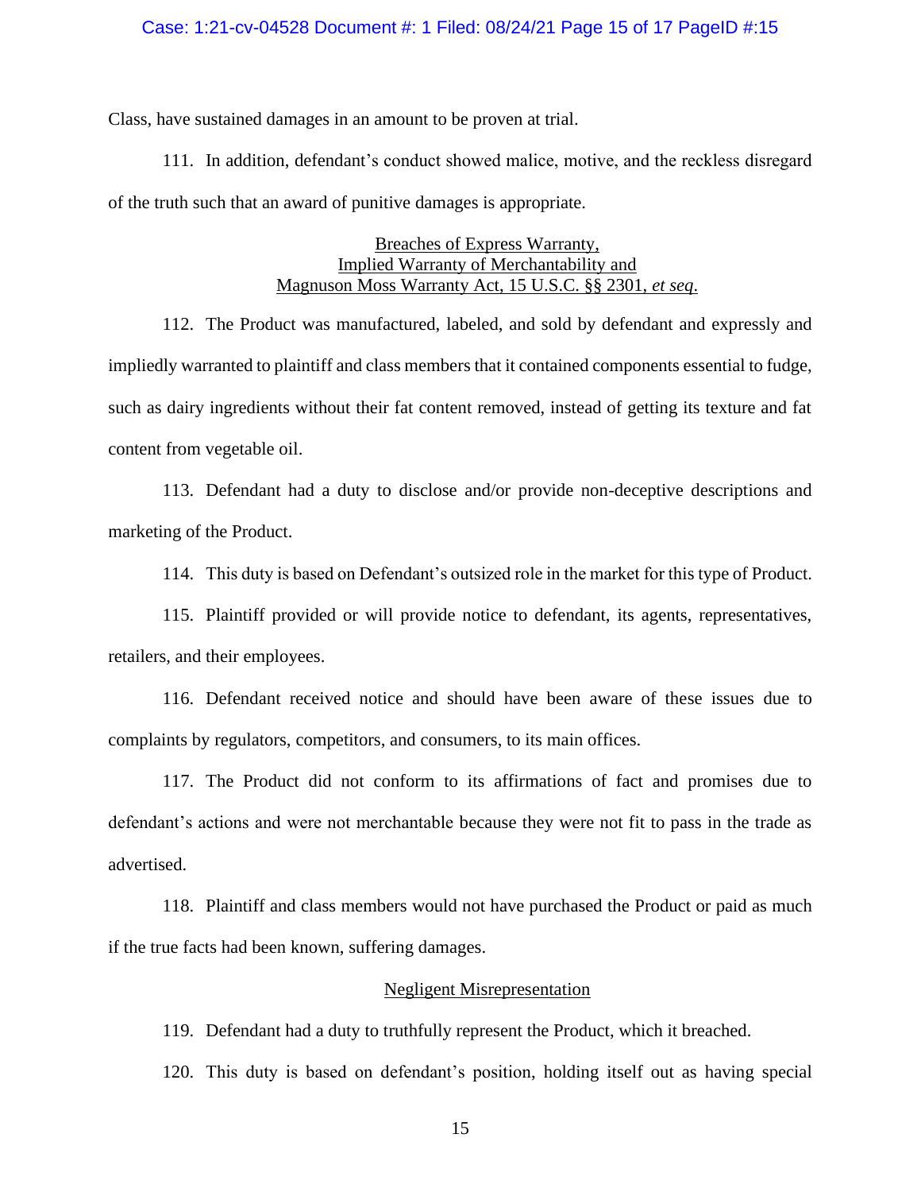Class, have sustained damages in an amount to be proven at trial.

111. In addition, defendant's conduct showed malice, motive, and the reckless disregard of the truth such that an award of punitive damages is appropriate.

<u>Breaches of Express Warranty,</u>
<u>Implied Warranty of Merchantability and</u>
<u>Magnuson Moss Warranty Act, 15 U.S.C. §§ 2301, *et seq*.</u>

112. The Product was manufactured, labeled, and sold by defendant and expressly and impliedly warranted to plaintiff and class members that it contained components essential to fudge, such as dairy ingredients without their fat content removed, instead of getting its texture and fat content from vegetable oil.

113. Defendant had a duty to disclose and/or provide non-deceptive descriptions and marketing of the Product.

114. This duty is based on Defendant's outsized role in the market for this type of Product.

115. Plaintiff provided or will provide notice to defendant, its agents, representatives, retailers, and their employees.

116. Defendant received notice and should have been aware of these issues due to complaints by regulators, competitors, and consumers, to its main offices.

117. The Product did not conform to its affirmations of fact and promises due to defendant's actions and were not merchantable because they were not fit to pass in the trade as advertised.

118. Plaintiff and class members would not have purchased the Product or paid as much if the true facts had been known, suffering damages.

<u>Negligent Misrepresentation</u>

119. Defendant had a duty to truthfully represent the Product, which it breached.

120. This duty is based on defendant's position, holding itself out as having special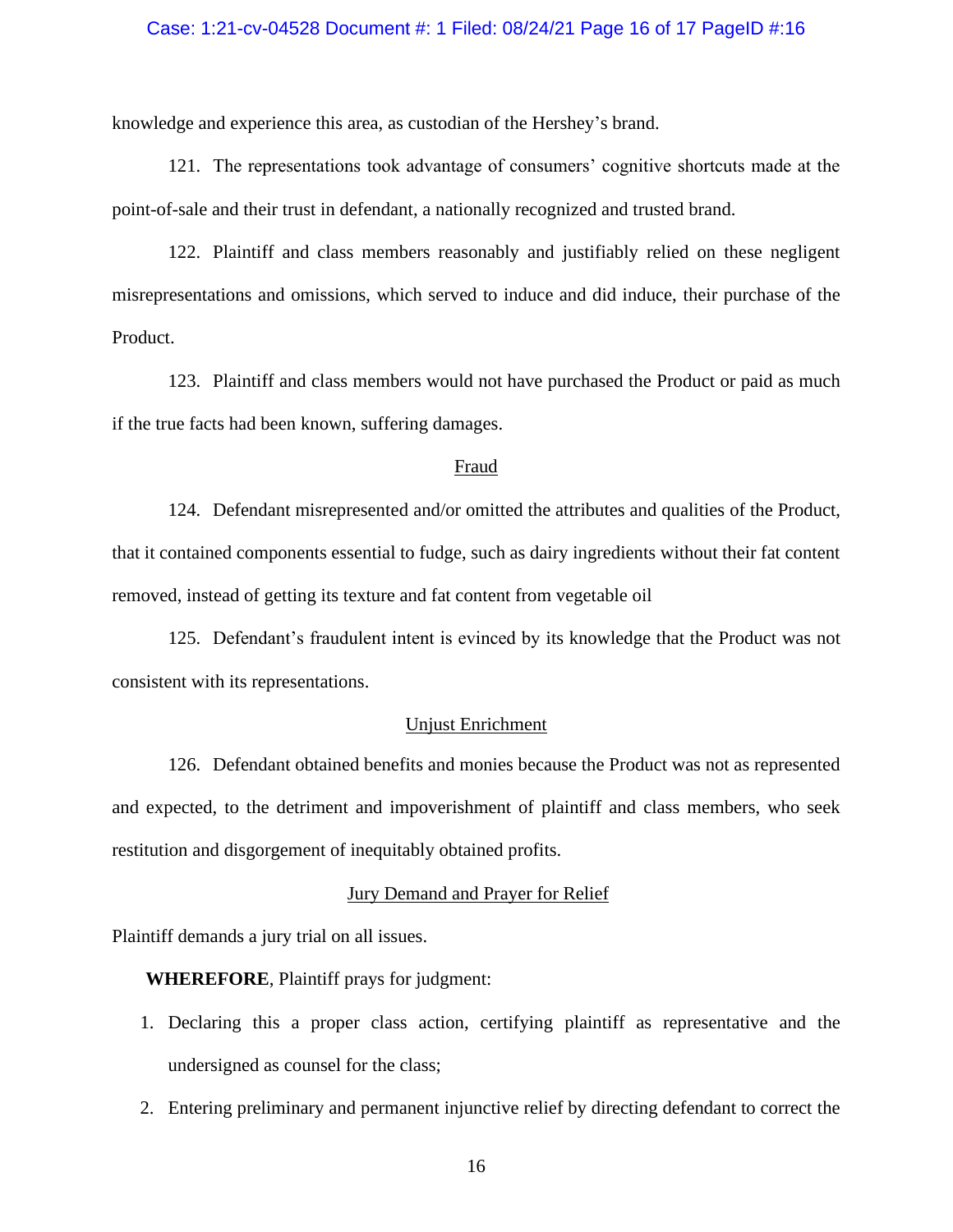knowledge and experience this area, as custodian of the Hershey's brand.

121. The representations took advantage of consumers' cognitive shortcuts made at the point-of-sale and their trust in defendant, a nationally recognized and trusted brand.

122. Plaintiff and class members reasonably and justifiably relied on these negligent misrepresentations and omissions, which served to induce and did induce, their purchase of the Product.

123. Plaintiff and class members would not have purchased the Product or paid as much if the true facts had been known, suffering damages.

<u>Fraud</u>

124. Defendant misrepresented and/or omitted the attributes and qualities of the Product, that it contained components essential to fudge, such as dairy ingredients without their fat content removed, instead of getting its texture and fat content from vegetable oil

125. Defendant's fraudulent intent is evinced by its knowledge that the Product was not consistent with its representations.

<u>Unjust Enrichment</u>

126. Defendant obtained benefits and monies because the Product was not as represented and expected, to the detriment and impoverishment of plaintiff and class members, who seek restitution and disgorgement of inequitably obtained profits.

<u>Jury Demand and Prayer for Relief</u>

Plaintiff demands a jury trial on all issues.

**WHEREFORE**, Plaintiff prays for judgment:

1. Declaring this a proper class action, certifying plaintiff as representative and the undersigned as counsel for the class;
2. Entering preliminary and permanent injunctive relief by directing defendant to correct the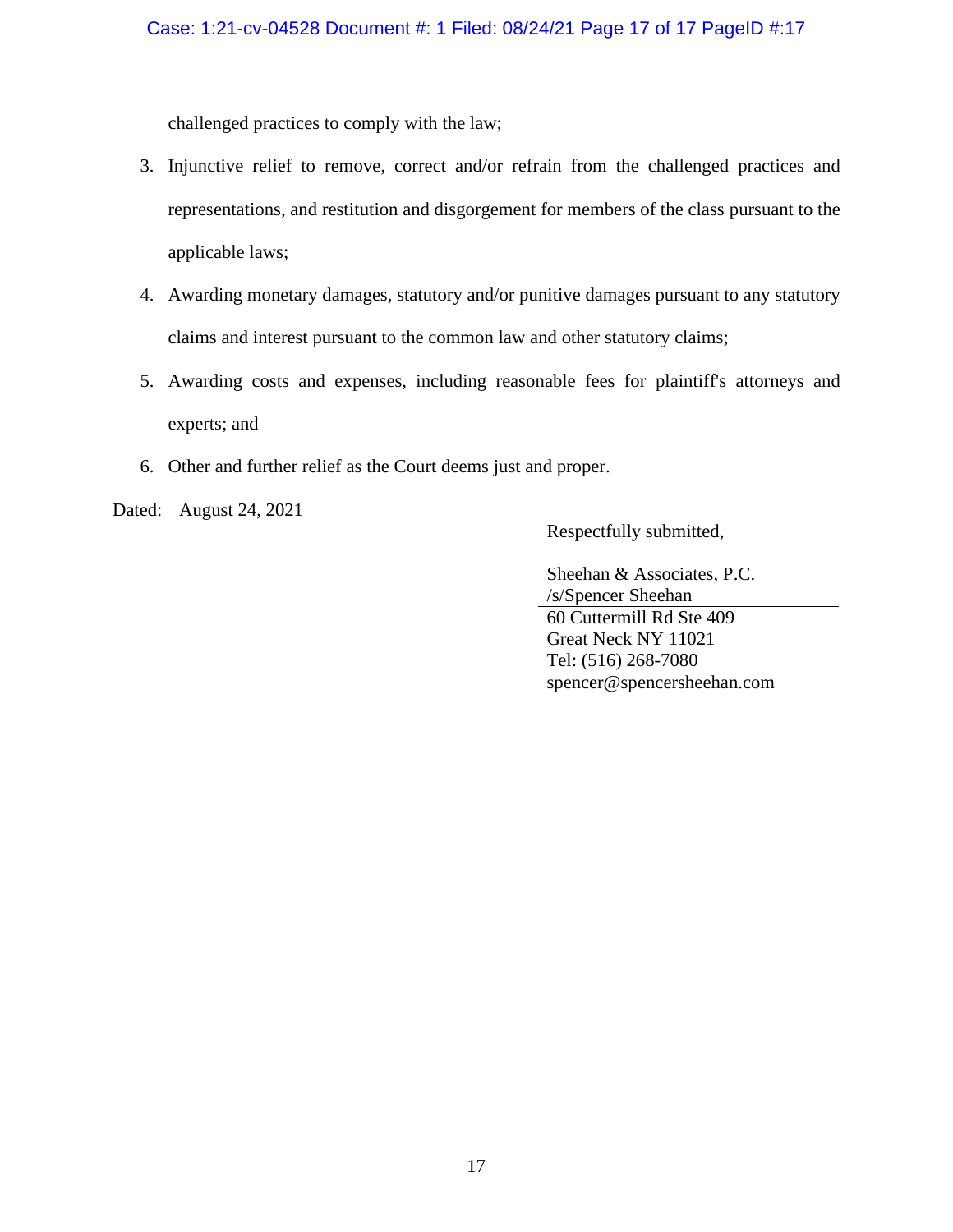challenged practices to comply with the law;

3. Injunctive relief to remove, correct and/or refrain from the challenged practices and representations, and restitution and disgorgement for members of the class pursuant to the applicable laws;
4. Awarding monetary damages, statutory and/or punitive damages pursuant to any statutory claims and interest pursuant to the common law and other statutory claims;
5. Awarding costs and expenses, including reasonable fees for plaintiff's attorneys and experts; and
6. Other and further relief as the Court deems just and proper.

Dated: August 24, 2021

Respectfully submitted,

Sheehan & Associates, P.C.
/s/Spencer Sheehan
60 Cuttermill Rd Ste 409
Great Neck NY 11021
Tel: (516) 268-7080
spencer@spencersheehan.com